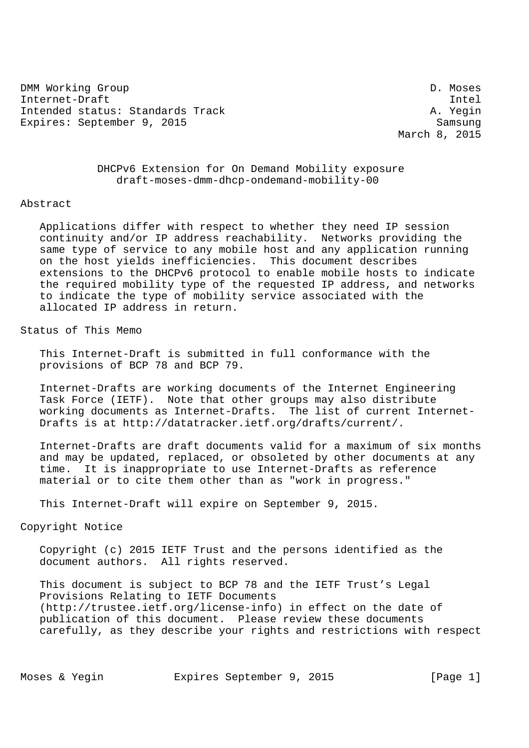DMM Working Group D. Moses
Internet-Draft Intel
Intended status: Standards Track A. Yegin
Expires: September 9, 2015 Samsung
March 8, 2015

# DHCPv6 Extension for On Demand Mobility exposure
draft-moses-dmm-dhcp-ondemand-mobility-00

## Abstract

Applications differ with respect to whether they need IP session continuity and/or IP address reachability. Networks providing the same type of service to any mobile host and any application running on the host yields inefficiencies. This document describes extensions to the DHCPv6 protocol to enable mobile hosts to indicate the required mobility type of the requested IP address, and networks to indicate the type of mobility service associated with the allocated IP address in return.

## Status of This Memo

This Internet-Draft is submitted in full conformance with the provisions of BCP 78 and BCP 79.

Internet-Drafts are working documents of the Internet Engineering Task Force (IETF). Note that other groups may also distribute working documents as Internet-Drafts. The list of current Internet-Drafts is at http://datatracker.ietf.org/drafts/current/.

Internet-Drafts are draft documents valid for a maximum of six months and may be updated, replaced, or obsoleted by other documents at any time. It is inappropriate to use Internet-Drafts as reference material or to cite them other than as "work in progress."

This Internet-Draft will expire on September 9, 2015.

## Copyright Notice

Copyright (c) 2015 IETF Trust and the persons identified as the document authors. All rights reserved.

This document is subject to BCP 78 and the IETF Trust’s Legal Provisions Relating to IETF Documents (http://trustee.ietf.org/license-info) in effect on the date of publication of this document. Please review these documents carefully, as they describe your rights and restrictions with respect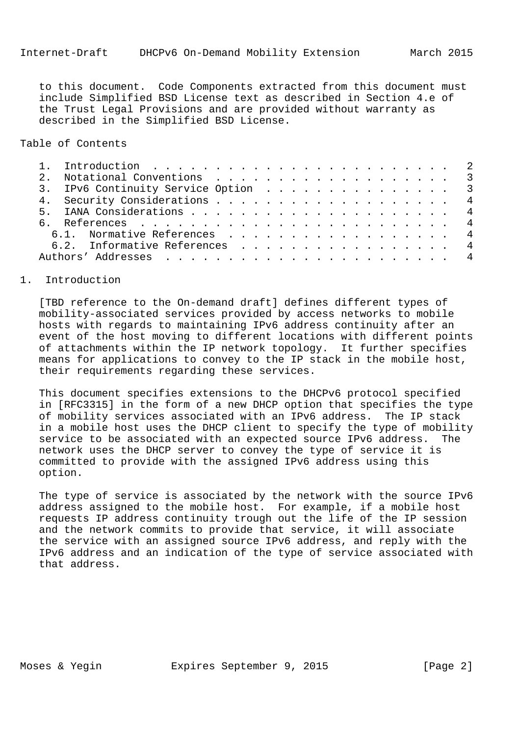to this document. Code Components extracted from this document must include Simplified BSD License text as described in Section 4.e of the Trust Legal Provisions and are provided without warranty as described in the Simplified BSD License.

## Table of Contents

```
   1.  Introduction  . . . . . . . . . . . . . . . . . . . . . . . .   2
   2.  Notational Conventions  . . . . . . . . . . . . . . . . . . .   3
   3.  IPv6 Continuity Service Option  . . . . . . . . . . . . . . .   3
   4.  Security Considerations . . . . . . . . . . . . . . . . . . .   4
   5.  IANA Considerations . . . . . . . . . . . . . . . . . . . . .   4
   6.  References  . . . . . . . . . . . . . . . . . . . . . . . . .   4
     6.1.  Normative References  . . . . . . . . . . . . . . . . . .   4
     6.2.  Informative References  . . . . . . . . . . . . . . . . .   4
   Authors' Addresses  . . . . . . . . . . . . . . . . . . . . . . .   4
```

## 1. Introduction

[TBD reference to the On-demand draft] defines different types of mobility-associated services provided by access networks to mobile hosts with regards to maintaining IPv6 address continuity after an event of the host moving to different locations with different points of attachments within the IP network topology. It further specifies means for applications to convey to the IP stack in the mobile host, their requirements regarding these services.

This document specifies extensions to the DHCPv6 protocol specified in [RFC3315] in the form of a new DHCP option that specifies the type of mobility services associated with an IPv6 address. The IP stack in a mobile host uses the DHCP client to specify the type of mobility service to be associated with an expected source IPv6 address. The network uses the DHCP server to convey the type of service it is committed to provide with the assigned IPv6 address using this option.

The type of service is associated by the network with the source IPv6 address assigned to the mobile host. For example, if a mobile host requests IP address continuity trough out the life of the IP session and the network commits to provide that service, it will associate the service with an assigned source IPv6 address, and reply with the IPv6 address and an indication of the type of service associated with that address.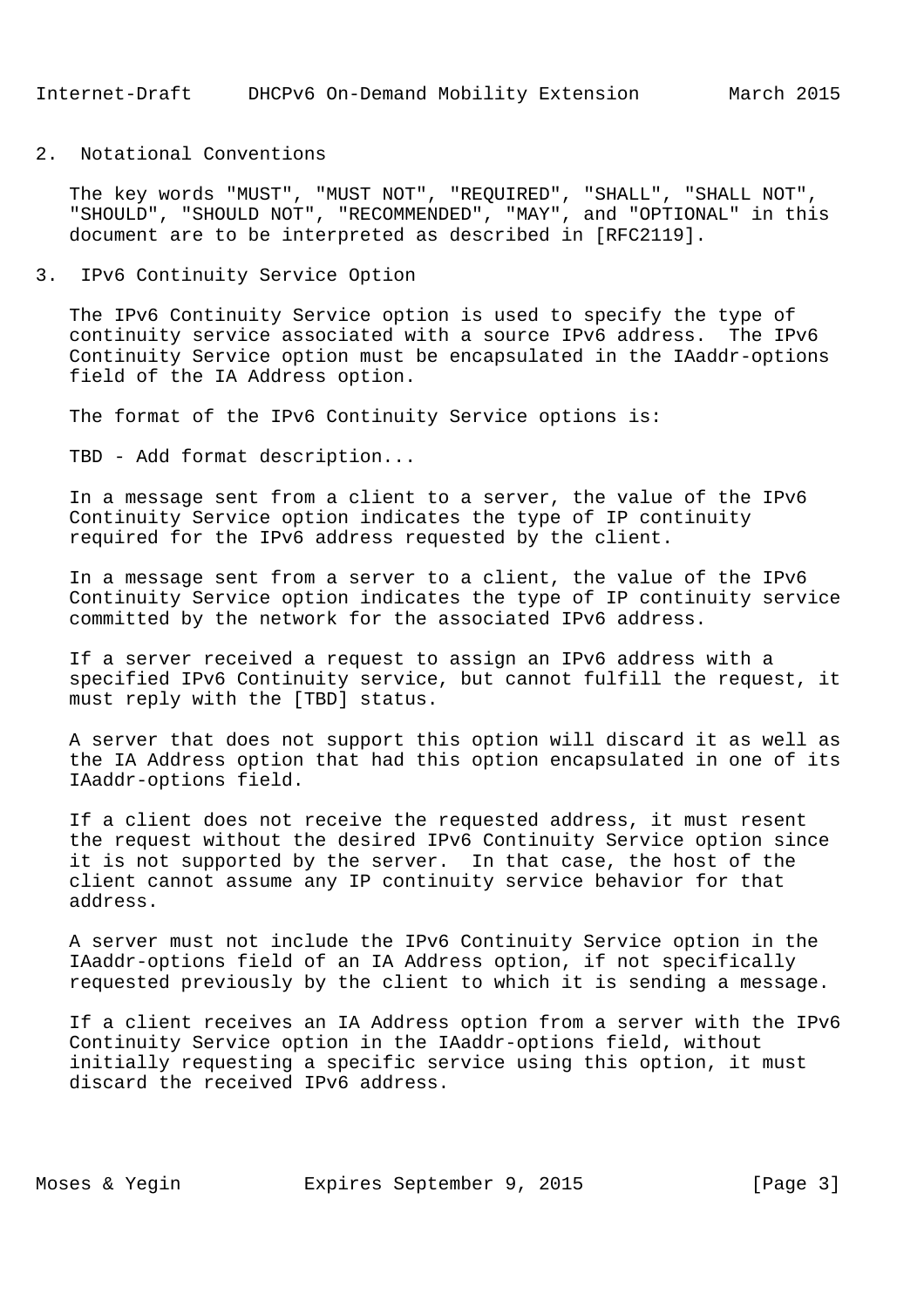## 2. Notational Conventions

The key words "MUST", "MUST NOT", "REQUIRED", "SHALL", "SHALL NOT", "SHOULD", "SHOULD NOT", "RECOMMENDED", "MAY", and "OPTIONAL" in this document are to be interpreted as described in [RFC2119].

## 3. IPv6 Continuity Service Option

The IPv6 Continuity Service option is used to specify the type of continuity service associated with a source IPv6 address. The IPv6 Continuity Service option must be encapsulated in the IAaddr-options field of the IA Address option.

The format of the IPv6 Continuity Service options is:

TBD - Add format description...

In a message sent from a client to a server, the value of the IPv6 Continuity Service option indicates the type of IP continuity required for the IPv6 address requested by the client.

In a message sent from a server to a client, the value of the IPv6 Continuity Service option indicates the type of IP continuity service committed by the network for the associated IPv6 address.

If a server received a request to assign an IPv6 address with a specified IPv6 Continuity service, but cannot fulfill the request, it must reply with the [TBD] status.

A server that does not support this option will discard it as well as the IA Address option that had this option encapsulated in one of its IAaddr-options field.

If a client does not receive the requested address, it must resent the request without the desired IPv6 Continuity Service option since it is not supported by the server. In that case, the host of the client cannot assume any IP continuity service behavior for that address.

A server must not include the IPv6 Continuity Service option in the IAaddr-options field of an IA Address option, if not specifically requested previously by the client to which it is sending a message.

If a client receives an IA Address option from a server with the IPv6 Continuity Service option in the IAaddr-options field, without initially requesting a specific service using this option, it must discard the received IPv6 address.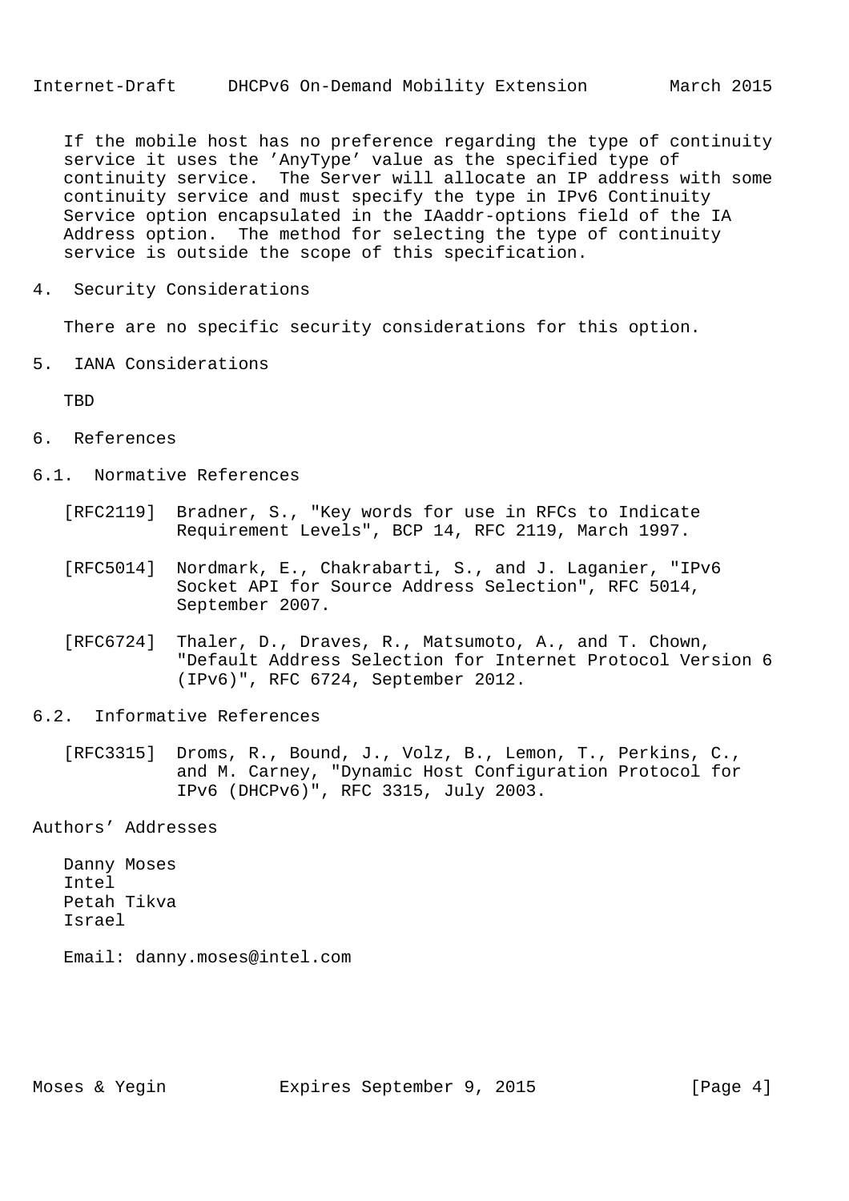If the mobile host has no preference regarding the type of continuity service it uses the 'AnyType' value as the specified type of continuity service. The Server will allocate an IP address with some continuity service and must specify the type in IPv6 Continuity Service option encapsulated in the IAaddr-options field of the IA Address option. The method for selecting the type of continuity service is outside the scope of this specification.

# 4. Security Considerations

There are no specific security considerations for this option.

# 5. IANA Considerations

TBD

# 6. References

## 6.1. Normative References

[RFC2119] Bradner, S., "Key words for use in RFCs to Indicate Requirement Levels", BCP 14, RFC 2119, March 1997.

[RFC5014] Nordmark, E., Chakrabarti, S., and J. Laganier, "IPv6 Socket API for Source Address Selection", RFC 5014, September 2007.

[RFC6724] Thaler, D., Draves, R., Matsumoto, A., and T. Chown, "Default Address Selection for Internet Protocol Version 6 (IPv6)", RFC 6724, September 2012.

## 6.2. Informative References

[RFC3315] Droms, R., Bound, J., Volz, B., Lemon, T., Perkins, C., and M. Carney, "Dynamic Host Configuration Protocol for IPv6 (DHCPv6)", RFC 3315, July 2003.

# Authors' Addresses

Danny Moses
Intel
Petah Tikva
Israel

Email: danny.moses@intel.com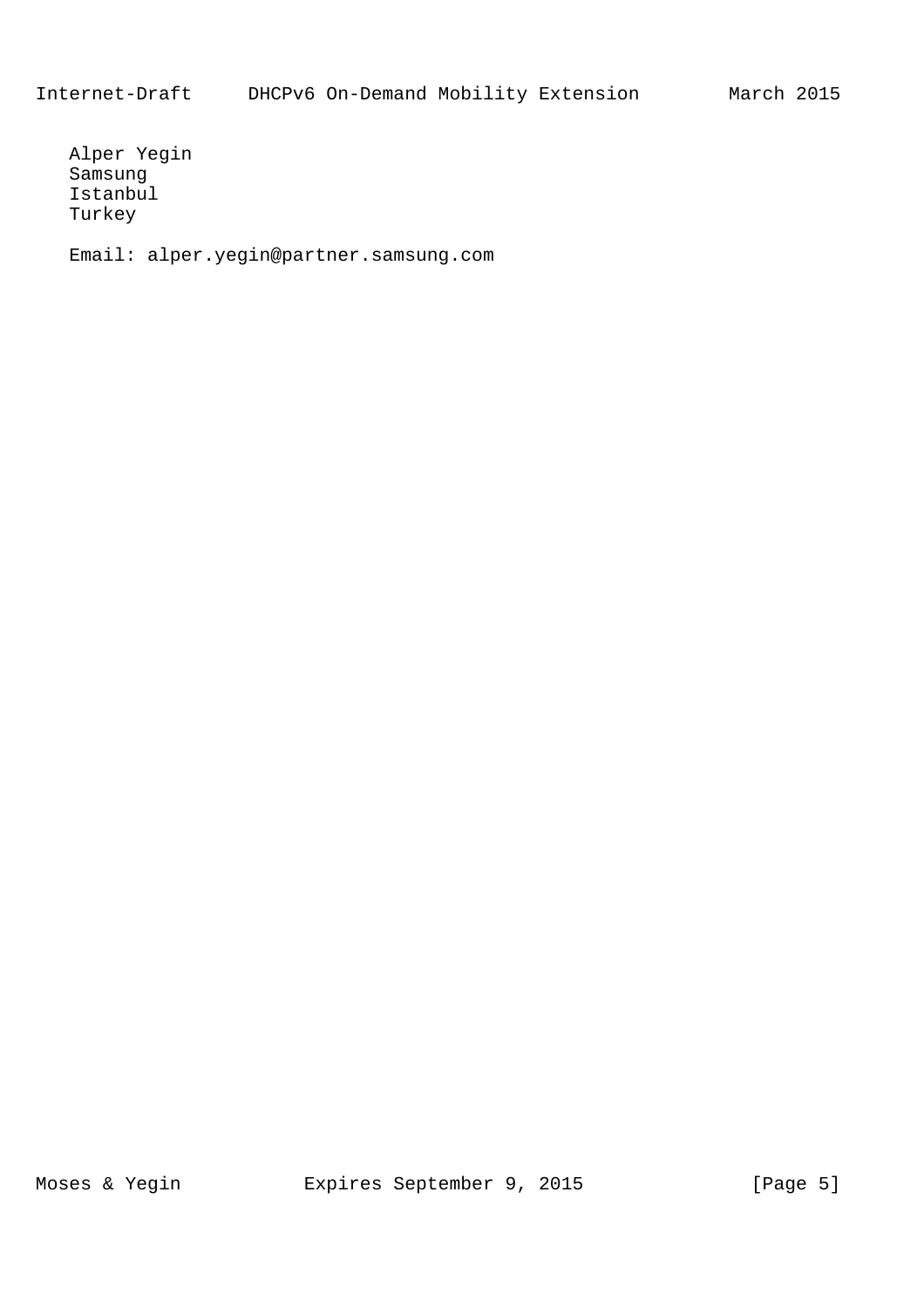Alper Yegin
Samsung
Istanbul
Turkey

Email: alper.yegin@partner.samsung.com